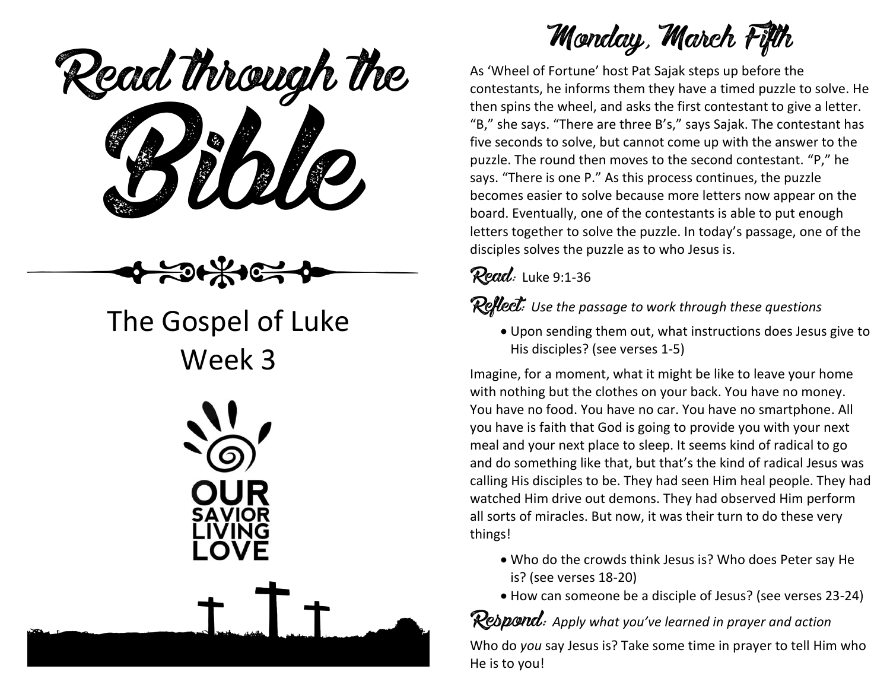# Read through the Bible

## The Gospel of Luke
## Week 3

OUR SAVIOR LIVING LOVE

# Monday, March Fifth

As 'Wheel of Fortune' host Pat Sajak steps up before the contestants, he informs them they have a timed puzzle to solve. He then spins the wheel, and asks the first contestant to give a letter. "B," she says. "There are three B's," says Sajak. The contestant has five seconds to solve, but cannot come up with the answer to the puzzle. The round then moves to the second contestant. "P," he says. "There is one P." As this process continues, the puzzle becomes easier to solve because more letters now appear on the board. Eventually, one of the contestants is able to put enough letters together to solve the puzzle. In today's passage, one of the disciples solves the puzzle as to who Jesus is.

**Read:** Luke 9:1-36

**Reflect:** *Use the passage to work through these questions*

- Upon sending them out, what instructions does Jesus give to His disciples? (see verses 1-5)

Imagine, for a moment, what it might be like to leave your home with nothing but the clothes on your back. You have no money. You have no food. You have no car. You have no smartphone. All you have is faith that God is going to provide you with your next meal and your next place to sleep. It seems kind of radical to go and do something like that, but that's the kind of radical Jesus was calling His disciples to be. They had seen Him heal people. They had watched Him drive out demons. They had observed Him perform all sorts of miracles. But now, it was their turn to do these very things!

- Who do the crowds think Jesus is? Who does Peter say He is? (see verses 18-20)
- How can someone be a disciple of Jesus? (see verses 23-24)

**Respond:** *Apply what you've learned in prayer and action*

Who do *you* say Jesus is? Take some time in prayer to tell Him who He is to you!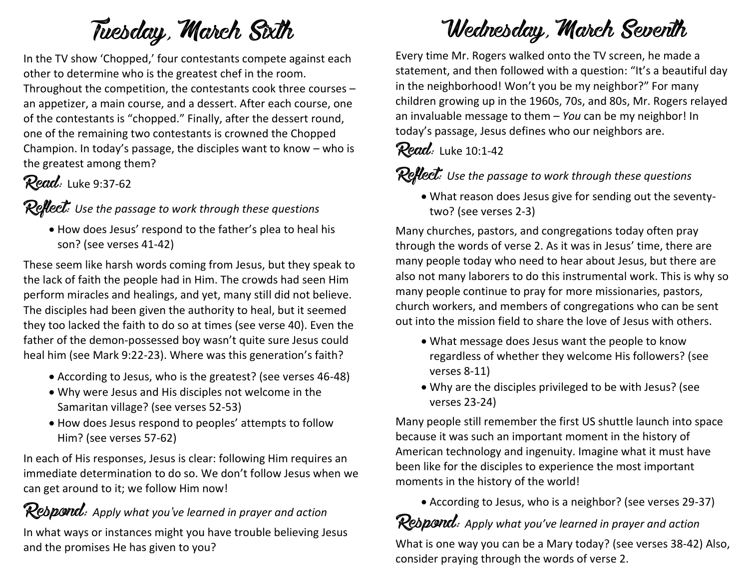# Tuesday, March Sixth

In the TV show 'Chopped,' four contestants compete against each other to determine who is the greatest chef in the room. Throughout the competition, the contestants cook three courses – an appetizer, a main course, and a dessert. After each course, one of the contestants is "chopped." Finally, after the dessert round, one of the remaining two contestants is crowned the Chopped Champion. In today's passage, the disciples want to know – who is the greatest among them?

**Read:** Luke 9:37-62

**Reflect:** *Use the passage to work through these questions*

- How does Jesus' respond to the father's plea to heal his son? (see verses 41-42)

These seem like harsh words coming from Jesus, but they speak to the lack of faith the people had in Him. The crowds had seen Him perform miracles and healings, and yet, many still did not believe. The disciples had been given the authority to heal, but it seemed they too lacked the faith to do so at times (see verse 40). Even the father of the demon-possessed boy wasn't quite sure Jesus could heal him (see Mark 9:22-23). Where was this generation's faith?

- According to Jesus, who is the greatest? (see verses 46-48)
- Why were Jesus and His disciples not welcome in the Samaritan village? (see verses 52-53)
- How does Jesus respond to peoples' attempts to follow Him? (see verses 57-62)

In each of His responses, Jesus is clear: following Him requires an immediate determination to do so. We don't follow Jesus when we can get around to it; we follow Him now!

**Respond:** *Apply what you've learned in prayer and action*

In what ways or instances might you have trouble believing Jesus and the promises He has given to you?

# Wednesday, March Seventh

Every time Mr. Rogers walked onto the TV screen, he made a statement, and then followed with a question: "It's a beautiful day in the neighborhood! Won't you be my neighbor?" For many children growing up in the 1960s, 70s, and 80s, Mr. Rogers relayed an invaluable message to them – *You* can be my neighbor! In today's passage, Jesus defines who our neighbors are.

**Read:** Luke 10:1-42

**Reflect:** *Use the passage to work through these questions*

- What reason does Jesus give for sending out the seventy-two? (see verses 2-3)

Many churches, pastors, and congregations today often pray through the words of verse 2. As it was in Jesus' time, there are many people today who need to hear about Jesus, but there are also not many laborers to do this instrumental work. This is why so many people continue to pray for more missionaries, pastors, church workers, and members of congregations who can be sent out into the mission field to share the love of Jesus with others.

- What message does Jesus want the people to know regardless of whether they welcome His followers? (see verses 8-11)
- Why are the disciples privileged to be with Jesus? (see verses 23-24)

Many people still remember the first US shuttle launch into space because it was such an important moment in the history of American technology and ingenuity. Imagine what it must have been like for the disciples to experience the most important moments in the history of the world!

- According to Jesus, who is a neighbor? (see verses 29-37)

**Respond:** *Apply what you've learned in prayer and action*

What is one way you can be a Mary today? (see verses 38-42) Also, consider praying through the words of verse 2.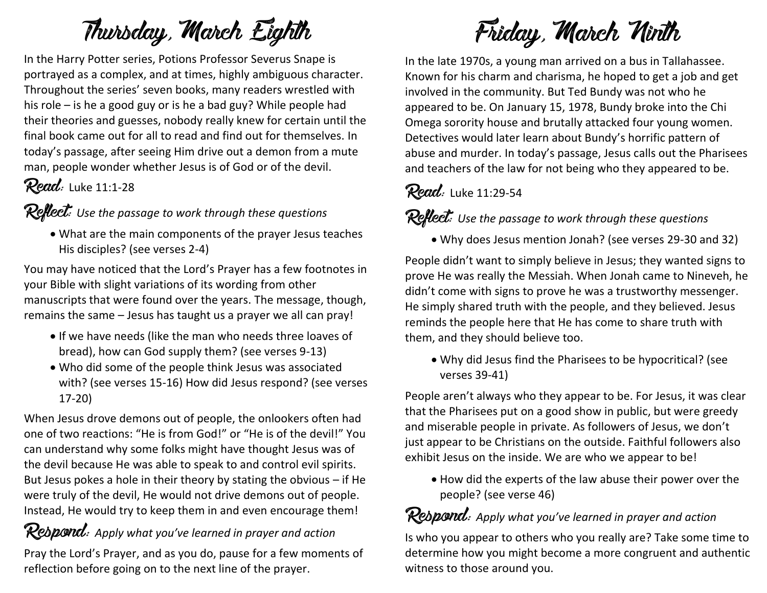# Thursday, March Eighth

In the Harry Potter series, Potions Professor Severus Snape is portrayed as a complex, and at times, highly ambiguous character. Throughout the series' seven books, many readers wrestled with his role – is he a good guy or is he a bad guy? While people had their theories and guesses, nobody really knew for certain until the final book came out for all to read and find out for themselves. In today's passage, after seeing Him drive out a demon from a mute man, people wonder whether Jesus is of God or of the devil.

**Read:** Luke 11:1-28

**Reflect:** *Use the passage to work through these questions*

- What are the main components of the prayer Jesus teaches His disciples? (see verses 2-4)

You may have noticed that the Lord's Prayer has a few footnotes in your Bible with slight variations of its wording from other manuscripts that were found over the years. The message, though, remains the same – Jesus has taught us a prayer we all can pray!

- If we have needs (like the man who needs three loaves of bread), how can God supply them? (see verses 9-13)
- Who did some of the people think Jesus was associated with? (see verses 15-16) How did Jesus respond? (see verses 17-20)

When Jesus drove demons out of people, the onlookers often had one of two reactions: "He is from God!" or "He is of the devil!" You can understand why some folks might have thought Jesus was of the devil because He was able to speak to and control evil spirits. But Jesus pokes a hole in their theory by stating the obvious – if He were truly of the devil, He would not drive demons out of people. Instead, He would try to keep them in and even encourage them!

**Respond:** *Apply what you've learned in prayer and action*

Pray the Lord's Prayer, and as you do, pause for a few moments of reflection before going on to the next line of the prayer.

# Friday, March Ninth

In the late 1970s, a young man arrived on a bus in Tallahassee. Known for his charm and charisma, he hoped to get a job and get involved in the community. But Ted Bundy was not who he appeared to be. On January 15, 1978, Bundy broke into the Chi Omega sorority house and brutally attacked four young women. Detectives would later learn about Bundy's horrific pattern of abuse and murder. In today's passage, Jesus calls out the Pharisees and teachers of the law for not being who they appeared to be.

**Read:** Luke 11:29-54

**Reflect:** *Use the passage to work through these questions*

- Why does Jesus mention Jonah? (see verses 29-30 and 32)

People didn't want to simply believe in Jesus; they wanted signs to prove He was really the Messiah. When Jonah came to Nineveh, he didn't come with signs to prove he was a trustworthy messenger. He simply shared truth with the people, and they believed. Jesus reminds the people here that He has come to share truth with them, and they should believe too.

- Why did Jesus find the Pharisees to be hypocritical? (see verses 39-41)

People aren't always who they appear to be. For Jesus, it was clear that the Pharisees put on a good show in public, but were greedy and miserable people in private. As followers of Jesus, we don't just appear to be Christians on the outside. Faithful followers also exhibit Jesus on the inside. We are who we appear to be!

- How did the experts of the law abuse their power over the people? (see verse 46)

**Respond:** *Apply what you've learned in prayer and action*

Is who you appear to others who you really are? Take some time to determine how you might become a more congruent and authentic witness to those around you.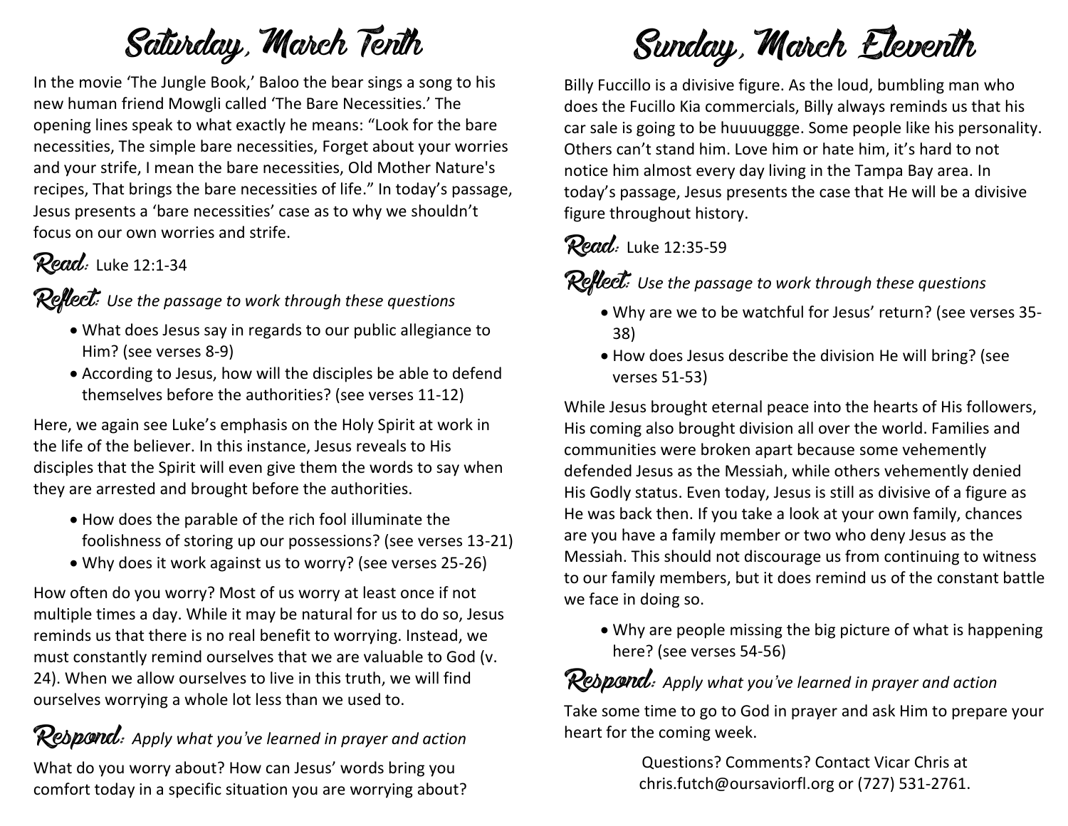# Saturday, March Tenth

In the movie 'The Jungle Book,' Baloo the bear sings a song to his new human friend Mowgli called 'The Bare Necessities.' The opening lines speak to what exactly he means: "Look for the bare necessities, The simple bare necessities, Forget about your worries and your strife, I mean the bare necessities, Old Mother Nature's recipes, That brings the bare necessities of life." In today's passage, Jesus presents a 'bare necessities' case as to why we shouldn't focus on our own worries and strife.

**Read:** Luke 12:1-34

**Reflect:** *Use the passage to work through these questions*

- What does Jesus say in regards to our public allegiance to Him? (see verses 8-9)
- According to Jesus, how will the disciples be able to defend themselves before the authorities? (see verses 11-12)

Here, we again see Luke's emphasis on the Holy Spirit at work in the life of the believer. In this instance, Jesus reveals to His disciples that the Spirit will even give them the words to say when they are arrested and brought before the authorities.

- How does the parable of the rich fool illuminate the foolishness of storing up our possessions? (see verses 13-21)
- Why does it work against us to worry? (see verses 25-26)

How often do you worry? Most of us worry at least once if not multiple times a day. While it may be natural for us to do so, Jesus reminds us that there is no real benefit to worrying. Instead, we must constantly remind ourselves that we are valuable to God (v. 24). When we allow ourselves to live in this truth, we will find ourselves worrying a whole lot less than we used to.

**Respond:** *Apply what you've learned in prayer and action*

What do you worry about? How can Jesus' words bring you comfort today in a specific situation you are worrying about?

# Sunday, March Eleventh

Billy Fuccillo is a divisive figure. As the loud, bumbling man who does the Fucillo Kia commercials, Billy always reminds us that his car sale is going to be huuuuggge. Some people like his personality. Others can't stand him. Love him or hate him, it's hard to not notice him almost every day living in the Tampa Bay area. In today's passage, Jesus presents the case that He will be a divisive figure throughout history.

**Read:** Luke 12:35-59

**Reflect:** *Use the passage to work through these questions*

- Why are we to be watchful for Jesus' return? (see verses 35-38)
- How does Jesus describe the division He will bring? (see verses 51-53)

While Jesus brought eternal peace into the hearts of His followers, His coming also brought division all over the world. Families and communities were broken apart because some vehemently defended Jesus as the Messiah, while others vehemently denied His Godly status. Even today, Jesus is still as divisive of a figure as He was back then. If you take a look at your own family, chances are you have a family member or two who deny Jesus as the Messiah. This should not discourage us from continuing to witness to our family members, but it does remind us of the constant battle we face in doing so.

- Why are people missing the big picture of what is happening here? (see verses 54-56)

**Respond:** *Apply what you've learned in prayer and action*

Take some time to go to God in prayer and ask Him to prepare your heart for the coming week.

Questions? Comments? Contact Vicar Chris at chris.futch@oursaviorfl.org or (727) 531-2761.